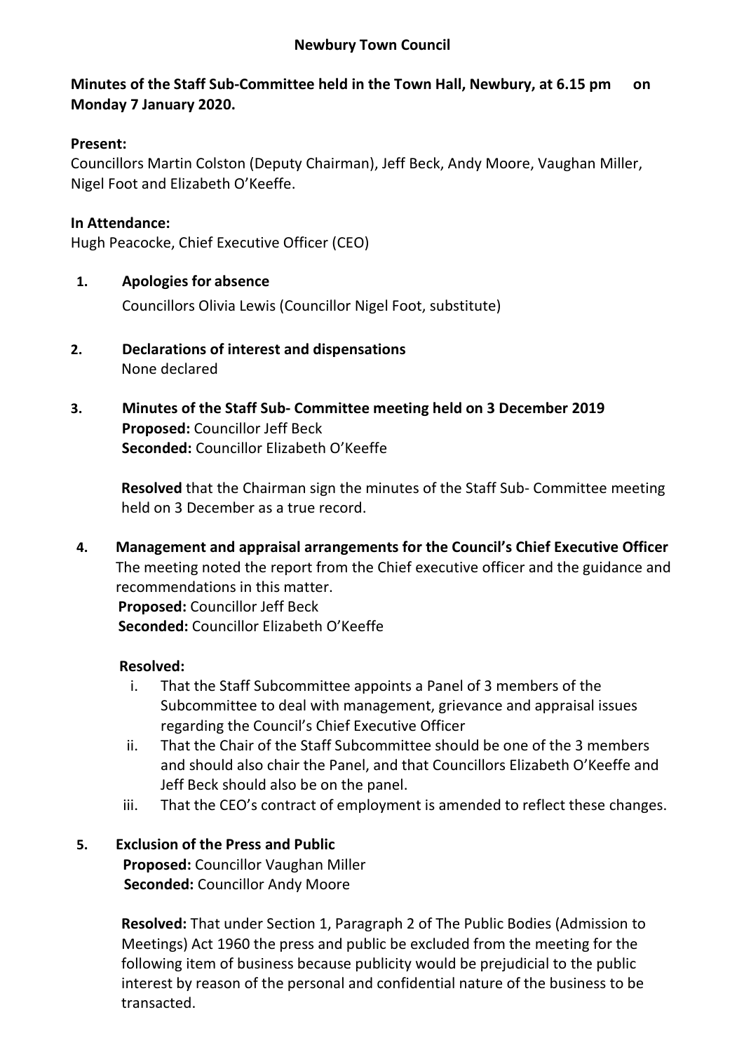# Newbury Town Council

**Minutes of the Staff Sub-Committee held in the Town Hall, Newbury, at 6.15 pm on Monday 7 January 2020.**

**Present:**
Councillors Martin Colston (Deputy Chairman), Jeff Beck, Andy Moore, Vaughan Miller, Nigel Foot and Elizabeth O'Keeffe.

**In Attendance:**
Hugh Peacocke, Chief Executive Officer (CEO)

1. **Apologies for absence**

   Councillors Olivia Lewis (Councillor Nigel Foot, substitute)

2. **Declarations of interest and dispensations**

   None declared

3. **Minutes of the Staff Sub- Committee meeting held on 3 December 2019**

   **Proposed:** Councillor Jeff Beck
   **Seconded:** Councillor Elizabeth O'Keeffe

   **Resolved** that the Chairman sign the minutes of the Staff Sub- Committee meeting held on 3 December as a true record.

4. **Management and appraisal arrangements for the Council's Chief Executive Officer**

   The meeting noted the report from the Chief executive officer and the guidance and recommendations in this matter.
   **Proposed:** Councillor Jeff Beck
   **Seconded:** Councillor Elizabeth O'Keeffe

   **Resolved:**
   i. That the Staff Subcommittee appoints a Panel of 3 members of the Subcommittee to deal with management, grievance and appraisal issues regarding the Council's Chief Executive Officer
   ii. That the Chair of the Staff Subcommittee should be one of the 3 members and should also chair the Panel, and that Councillors Elizabeth O'Keeffe and Jeff Beck should also be on the panel.
   iii. That the CEO's contract of employment is amended to reflect these changes.

5. **Exclusion of the Press and Public**

   **Proposed:** Councillor Vaughan Miller
   **Seconded:** Councillor Andy Moore

   **Resolved:** That under Section 1, Paragraph 2 of The Public Bodies (Admission to Meetings) Act 1960 the press and public be excluded from the meeting for the following item of business because publicity would be prejudicial to the public interest by reason of the personal and confidential nature of the business to be transacted.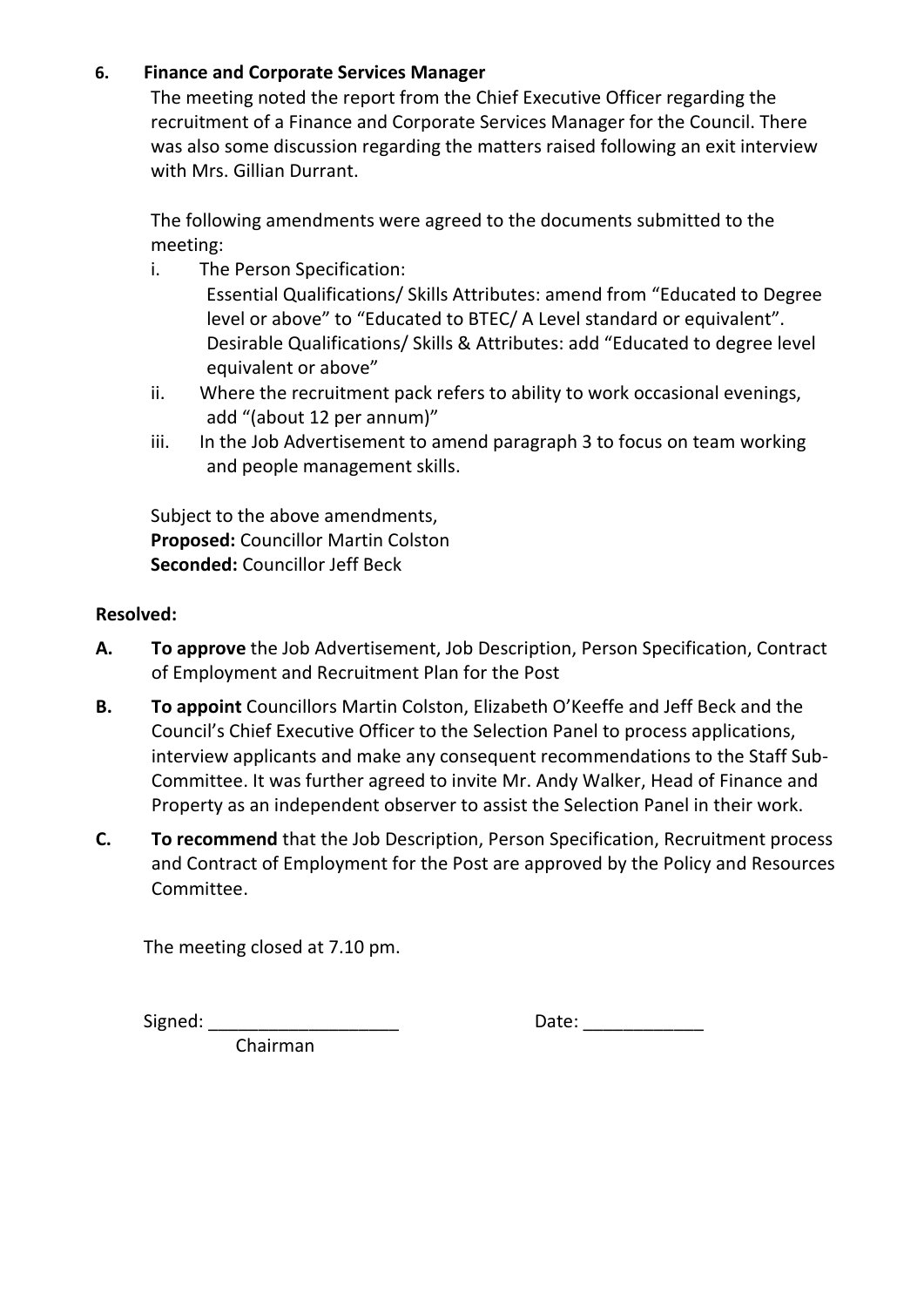**6. Finance and Corporate Services Manager**

The meeting noted the report from the Chief Executive Officer regarding the recruitment of a Finance and Corporate Services Manager for the Council. There was also some discussion regarding the matters raised following an exit interview with Mrs. Gillian Durrant.

The following amendments were agreed to the documents submitted to the meeting:

i. The Person Specification:
   Essential Qualifications/ Skills Attributes: amend from "Educated to Degree level or above" to "Educated to BTEC/ A Level standard or equivalent".
   Desirable Qualifications/ Skills & Attributes: add "Educated to degree level equivalent or above"
ii. Where the recruitment pack refers to ability to work occasional evenings, add "(about 12 per annum)"
iii. In the Job Advertisement to amend paragraph 3 to focus on team working and people management skills.

Subject to the above amendments,
**Proposed:** Councillor Martin Colston
**Seconded:** Councillor Jeff Beck

**Resolved:**

**A.** **To approve** the Job Advertisement, Job Description, Person Specification, Contract of Employment and Recruitment Plan for the Post

**B.** **To appoint** Councillors Martin Colston, Elizabeth O'Keeffe and Jeff Beck and the Council's Chief Executive Officer to the Selection Panel to process applications, interview applicants and make any consequent recommendations to the Staff Sub-Committee. It was further agreed to invite Mr. Andy Walker, Head of Finance and Property as an independent observer to assist the Selection Panel in their work.

**C.** **To recommend** that the Job Description, Person Specification, Recruitment process and Contract of Employment for the Post are approved by the Policy and Resources Committee.

The meeting closed at 7.10 pm.

Signed: ___________________ Date: ____________
Chairman